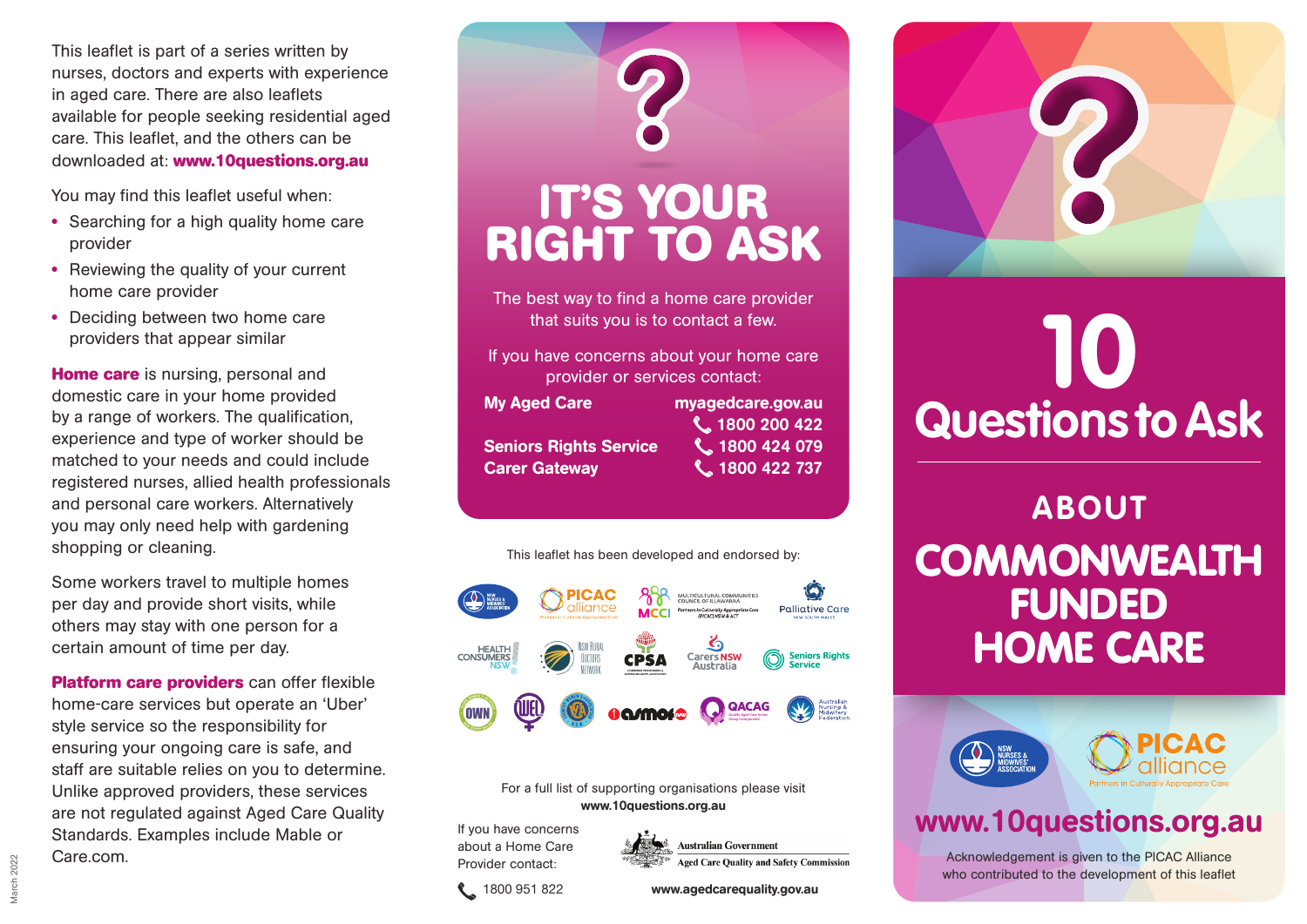This leaflet is part of a series written by nurses, doctors and experts with experience in aged care. There are also leaflets available for people seeking residential aged care. This leaflet, and the others can be downloaded at: **www.10questions.org.au**

You may find this leaflet useful when:

- Searching for a high quality home care provider
- Reviewing the quality of your current home care provider
- Deciding between two home care providers that appear similar

**Home care** is nursing, personal and domestic care in your home provided by a range of workers. The qualification, experience and type of worker should be matched to your needs and could include registered nurses, allied health professionals and personal care workers. Alternatively you may only need help with gardening shopping or cleaning.

Some workers travel to multiple homes per day and provide short visits, while others may stay with one person for a certain amount of time per day.

**Platform care providers** can offer flexible home-care services but operate an 'Uber' style service so the responsibility for ensuring your ongoing care is safe, and staff are suitable relies on you to determine. Unlike approved providers, these services are not regulated against Aged Care Quality Standards. Examples include Mable or Care.com.

March 2022

# IT'S YOUR RIGHT TO ASK

The best way to find a home care provider that suits you is to contact a few.

If you have concerns about your home care provider or services contact:

| | |
|---|---|
| **My Aged Care** | **myagedcare.gov.au** |
| | **1800 200 422** |
| **Seniors Rights Service** | **1800 424 079** |
| **Carer Gateway** | **1800 422 737** |

This leaflet has been developed and endorsed by:

NSW Nurses & Midwives' Association, PICAC alliance, MCCI Multicultural Communities Council of Illawarra, Partners in Culturally Appropriate Care (PICAC) NSW & ACT, Palliative Care New South Wales, Health Consumers NSW, NSW Rural Doctors Network, CPSA, Carers NSW Australia, Seniors Rights Service, OWN, WEL, asmof, QACAG, Australian Nursing & Midwifery Federation

For a full list of supporting organisations please visit **www.10questions.org.au**

If you have concerns about a Home Care Provider contact:

1800 951 822

Australian Government
Aged Care Quality and Safety Commission

**www.agedcarequality.gov.au**

# 10 Questions to Ask

## ABOUT

# COMMONWEALTH FUNDED HOME CARE

NSW Nurses & Midwives' Association

PICAC alliance — Partners in Culturally Appropriate Care

**www.10questions.org.au**

Acknowledgement is given to the PICAC Alliance who contributed to the development of this leaflet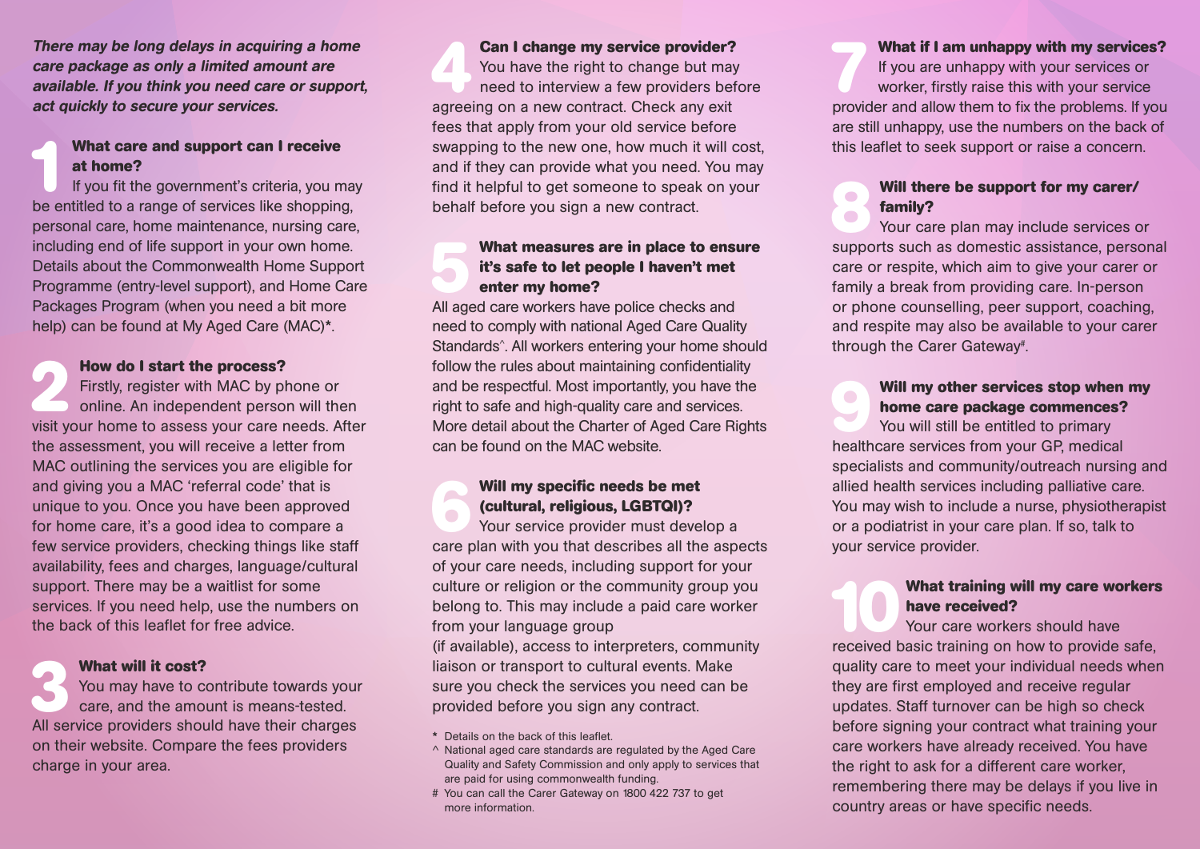***There may be long delays in acquiring a home care package as only a limited amount are available. If you think you need care or support, act quickly to secure your services.***

## 1 What care and support can I receive at home?

If you fit the government's criteria, you may be entitled to a range of services like shopping, personal care, home maintenance, nursing care, including end of life support in your own home. Details about the Commonwealth Home Support Programme (entry-level support), and Home Care Packages Program (when you need a bit more help) can be found at My Aged Care (MAC)*.

## 2 How do I start the process?

Firstly, register with MAC by phone or online. An independent person will then visit your home to assess your care needs. After the assessment, you will receive a letter from MAC outlining the services you are eligible for and giving you a MAC 'referral code' that is unique to you. Once you have been approved for home care, it's a good idea to compare a few service providers, checking things like staff availability, fees and charges, language/cultural support. There may be a waitlist for some services. If you need help, use the numbers on the back of this leaflet for free advice.

## 3 What will it cost?

You may have to contribute towards your care, and the amount is means-tested. All service providers should have their charges on their website. Compare the fees providers charge in your area.

## 4 Can I change my service provider?

You have the right to change but may need to interview a few providers before agreeing on a new contract. Check any exit fees that apply from your old service before swapping to the new one, how much it will cost, and if they can provide what you need. You may find it helpful to get someone to speak on your behalf before you sign a new contract.

## 5 What measures are in place to ensure it's safe to let people I haven't met enter my home?

All aged care workers have police checks and need to comply with national Aged Care Quality Standards^. All workers entering your home should follow the rules about maintaining confidentiality and be respectful. Most importantly, you have the right to safe and high-quality care and services. More detail about the Charter of Aged Care Rights can be found on the MAC website.

## 6 Will my specific needs be met (cultural, religious, LGBTQI)?

Your service provider must develop a care plan with you that describes all the aspects of your care needs, including support for your culture or religion or the community group you belong to. This may include a paid care worker from your language group (if available), access to interpreters, community liaison or transport to cultural events. Make sure you check the services you need can be provided before you sign any contract.

\* Details on the back of this leaflet.

^ National aged care standards are regulated by the Aged Care Quality and Safety Commission and only apply to services that are paid for using commonwealth funding.

# You can call the Carer Gateway on 1800 422 737 to get more information.

## 7 What if I am unhappy with my services?

If you are unhappy with your services or worker, firstly raise this with your service provider and allow them to fix the problems. If you are still unhappy, use the numbers on the back of this leaflet to seek support or raise a concern.

## 8 Will there be support for my carer/family?

Your care plan may include services or supports such as domestic assistance, personal care or respite, which aim to give your carer or family a break from providing care. In-person or phone counselling, peer support, coaching, and respite may also be available to your carer through the Carer Gateway#.

## 9 Will my other services stop when my home care package commences?

You will still be entitled to primary healthcare services from your GP, medical specialists and community/outreach nursing and allied health services including palliative care. You may wish to include a nurse, physiotherapist or a podiatrist in your care plan. If so, talk to your service provider.

## 10 What training will my care workers have received?

Your care workers should have received basic training on how to provide safe, quality care to meet your individual needs when they are first employed and receive regular updates. Staff turnover can be high so check before signing your contract what training your care workers have already received. You have the right to ask for a different care worker, remembering there may be delays if you live in country areas or have specific needs.